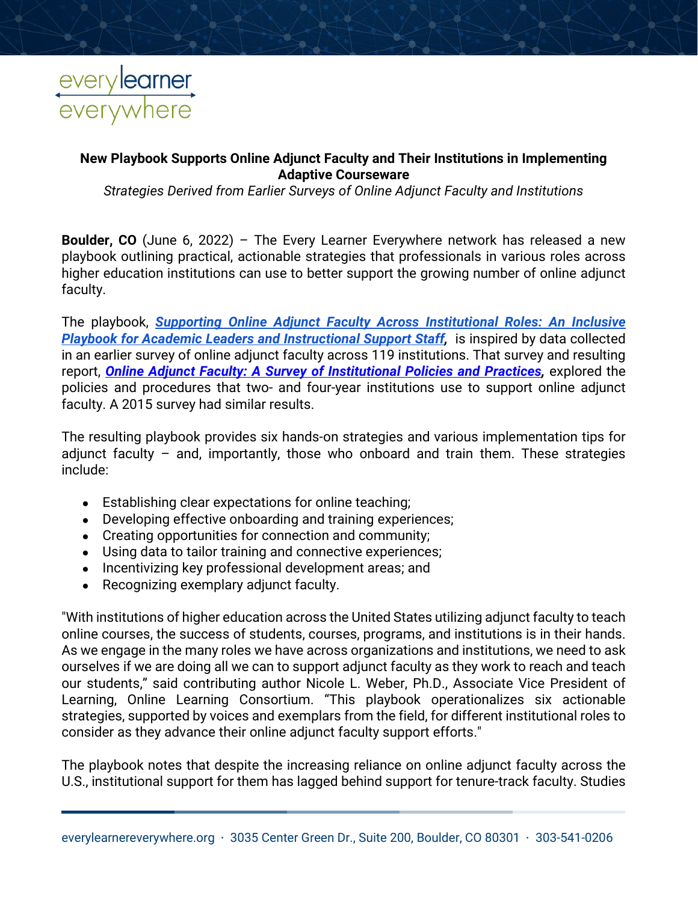**New Playbook Supports Online Adjunct Faculty and Their Institutions in Implementing Adaptive Courseware**

*Strategies Derived from Earlier Surveys of Online Adjunct Faculty and Institutions*

**Boulder, CO** (June 6, 2022) – The Every Learner Everywhere network has released a new playbook outlining practical, actionable strategies that professionals in various roles across higher education institutions can use to better support the growing number of online adjunct faculty.

The playbook, ***Supporting Online Adjunct Faculty Across Institutional Roles: An Inclusive Playbook for Academic Leaders and Instructional Support Staff***, is inspired by data collected in an earlier survey of online adjunct faculty across 119 institutions. That survey and resulting report, ***Online Adjunct Faculty: A Survey of Institutional Policies and Practices***, explored the policies and procedures that two- and four-year institutions use to support online adjunct faculty. A 2015 survey had similar results.

The resulting playbook provides six hands-on strategies and various implementation tips for adjunct faculty – and, importantly, those who onboard and train them. These strategies include:

- Establishing clear expectations for online teaching;
- Developing effective onboarding and training experiences;
- Creating opportunities for connection and community;
- Using data to tailor training and connective experiences;
- Incentivizing key professional development areas; and
- Recognizing exemplary adjunct faculty.

"With institutions of higher education across the United States utilizing adjunct faculty to teach online courses, the success of students, courses, programs, and institutions is in their hands. As we engage in the many roles we have across organizations and institutions, we need to ask ourselves if we are doing all we can to support adjunct faculty as they work to reach and teach our students," said contributing author Nicole L. Weber, Ph.D., Associate Vice President of Learning, Online Learning Consortium. "This playbook operationalizes six actionable strategies, supported by voices and exemplars from the field, for different institutional roles to consider as they advance their online adjunct faculty support efforts."

The playbook notes that despite the increasing reliance on online adjunct faculty across the U.S., institutional support for them has lagged behind support for tenure-track faculty. Studies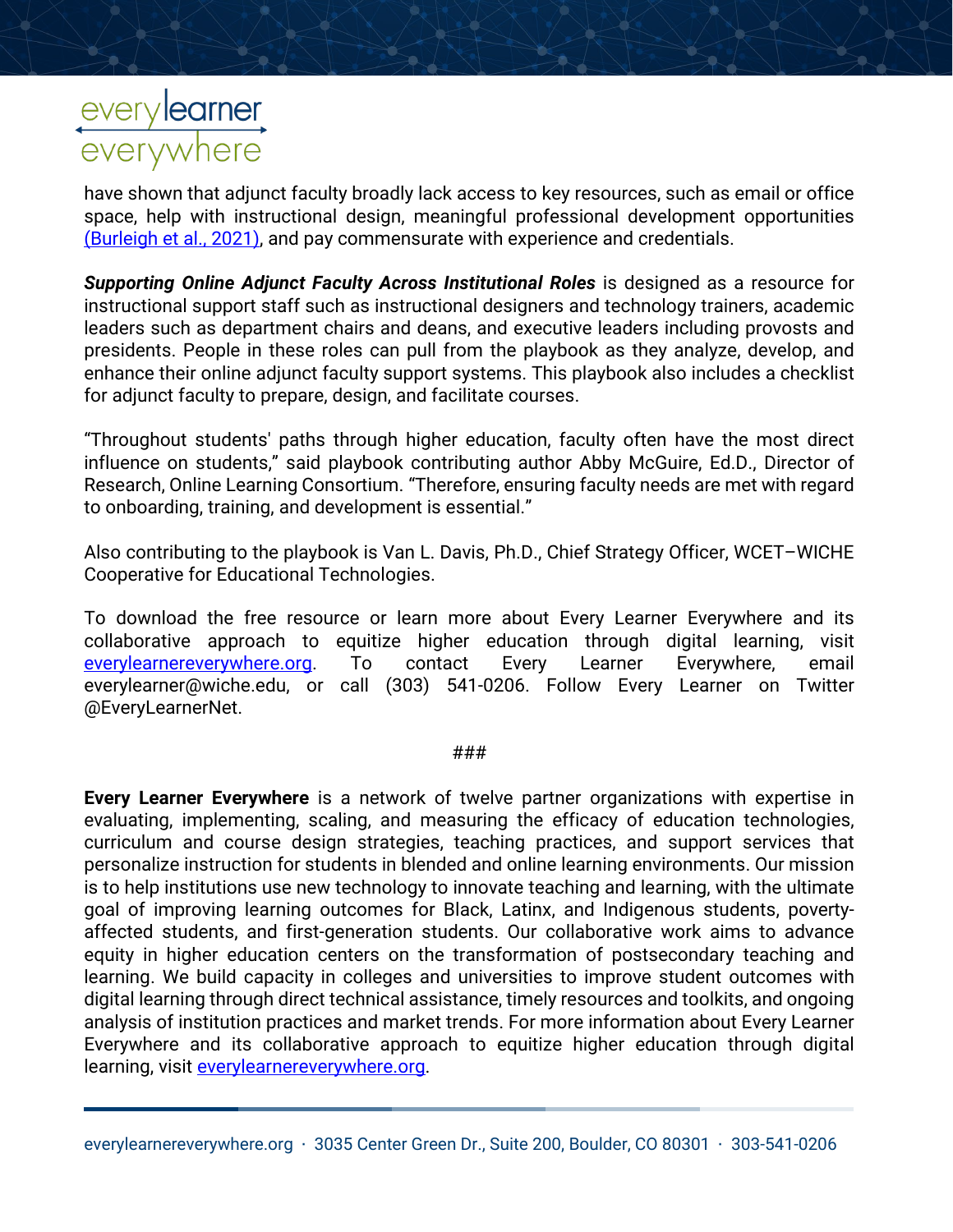have shown that adjunct faculty broadly lack access to key resources, such as email or office space, help with instructional design, meaningful professional development opportunities [(Burleigh et al., 2021)](), and pay commensurate with experience and credentials.

***Supporting Online Adjunct Faculty Across Institutional Roles*** is designed as a resource for instructional support staff such as instructional designers and technology trainers, academic leaders such as department chairs and deans, and executive leaders including provosts and presidents. People in these roles can pull from the playbook as they analyze, develop, and enhance their online adjunct faculty support systems. This playbook also includes a checklist for adjunct faculty to prepare, design, and facilitate courses.

"Throughout students' paths through higher education, faculty often have the most direct influence on students," said playbook contributing author Abby McGuire, Ed.D., Director of Research, Online Learning Consortium. "Therefore, ensuring faculty needs are met with regard to onboarding, training, and development is essential."

Also contributing to the playbook is Van L. Davis, Ph.D., Chief Strategy Officer, WCET–WICHE Cooperative for Educational Technologies.

To download the free resource or learn more about Every Learner Everywhere and its collaborative approach to equitize higher education through digital learning, visit [everylearnereverywhere.org](). To contact Every Learner Everywhere, email everylearner@wiche.edu, or call (303) 541-0206. Follow Every Learner on Twitter @EveryLearnerNet.

###

**Every Learner Everywhere** is a network of twelve partner organizations with expertise in evaluating, implementing, scaling, and measuring the efficacy of education technologies, curriculum and course design strategies, teaching practices, and support services that personalize instruction for students in blended and online learning environments. Our mission is to help institutions use new technology to innovate teaching and learning, with the ultimate goal of improving learning outcomes for Black, Latinx, and Indigenous students, poverty-affected students, and first-generation students. Our collaborative work aims to advance equity in higher education centers on the transformation of postsecondary teaching and learning. We build capacity in colleges and universities to improve student outcomes with digital learning through direct technical assistance, timely resources and toolkits, and ongoing analysis of institution practices and market trends. For more information about Every Learner Everywhere and its collaborative approach to equitize higher education through digital learning, visit [everylearnereverywhere.org]().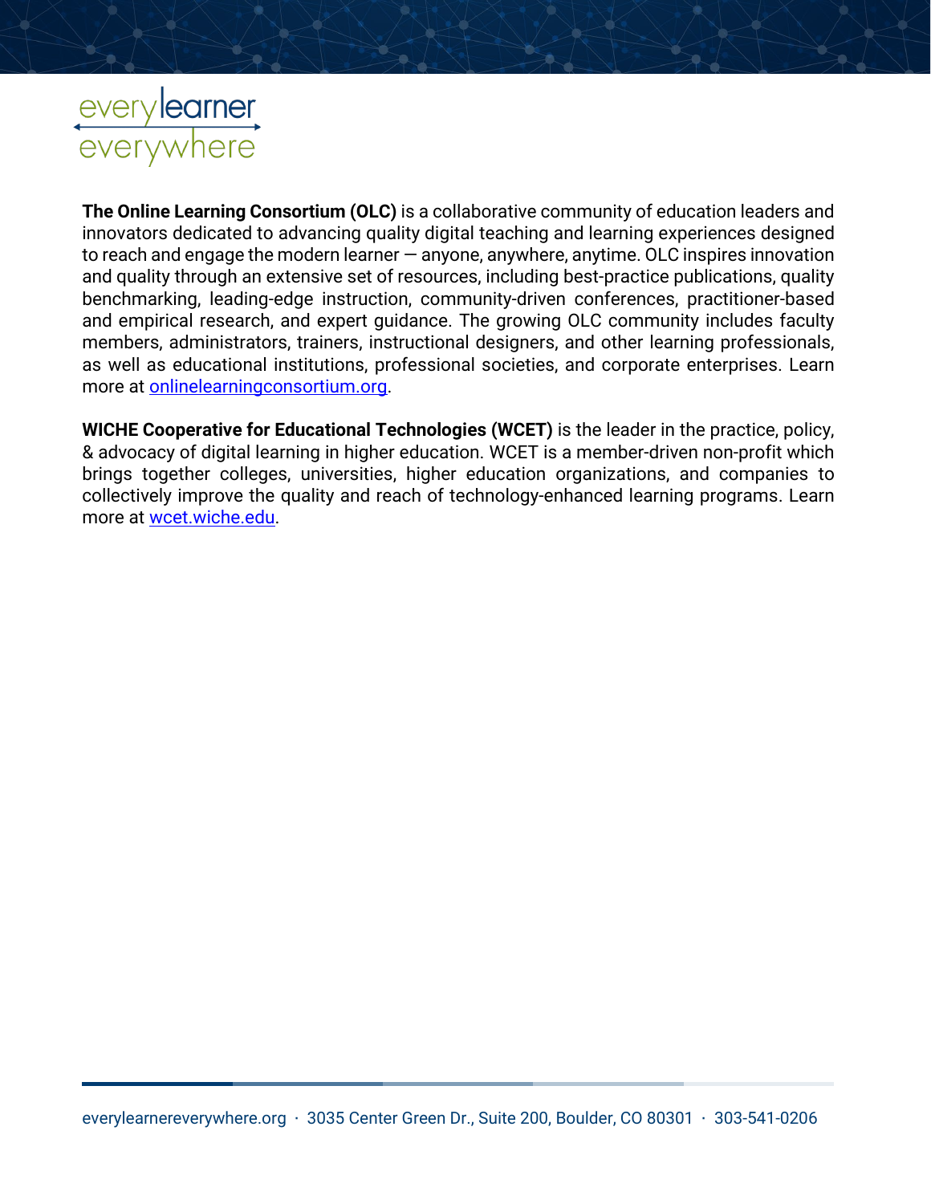**The Online Learning Consortium (OLC)** is a collaborative community of education leaders and innovators dedicated to advancing quality digital teaching and learning experiences designed to reach and engage the modern learner — anyone, anywhere, anytime. OLC inspires innovation and quality through an extensive set of resources, including best-practice publications, quality benchmarking, leading-edge instruction, community-driven conferences, practitioner-based and empirical research, and expert guidance. The growing OLC community includes faculty members, administrators, trainers, instructional designers, and other learning professionals, as well as educational institutions, professional societies, and corporate enterprises. Learn more at [onlinelearningconsortium.org](onlinelearningconsortium.org).

**WICHE Cooperative for Educational Technologies (WCET)** is the leader in the practice, policy, & advocacy of digital learning in higher education. WCET is a member-driven non-profit which brings together colleges, universities, higher education organizations, and companies to collectively improve the quality and reach of technology-enhanced learning programs. Learn more at [wcet.wiche.edu](wcet.wiche.edu).